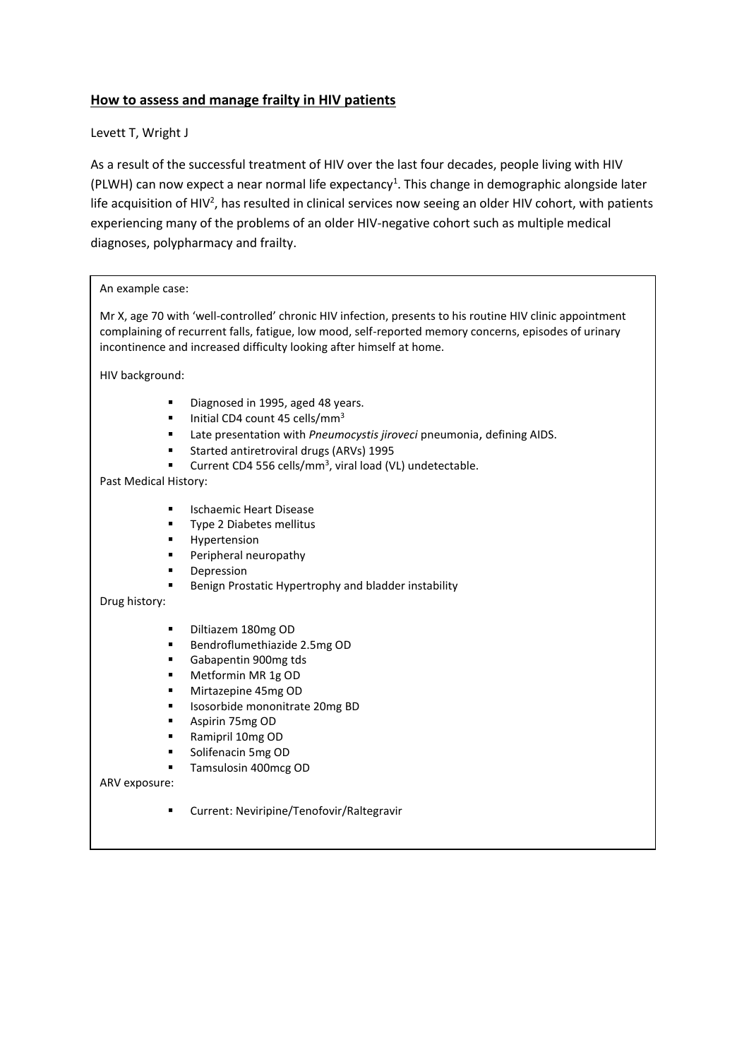## **How to assess and manage frailty in HIV patients**

Levett T, Wright J

As a result of the successful treatment of HIV over the last four decades, people living with HIV (PLWH) can now expect a near normal life expectancy[1]. This change in demographic alongside later life acquisition of HIV[2], has resulted in clinical services now seeing an older HIV cohort, with patients experiencing many of the problems of an older HIV-negative cohort such as multiple medical diagnoses, polypharmacy and frailty.

An example case:

Mr X, age 70 with 'well-controlled' chronic HIV infection, presents to his routine HIV clinic appointment complaining of recurrent falls, fatigue, low mood, self-reported memory concerns, episodes of urinary incontinence and increased difficulty looking after himself at home.

HIV background:

- Diagnosed in 1995, aged 48 years.
- Initial CD4 count 45 cells/mm$^3$
- Late presentation with *Pneumocystis jiroveci* pneumonia, defining AIDS.
- Started antiretroviral drugs (ARVs) 1995
- Current CD4 556 cells/mm$^3$, viral load (VL) undetectable.

Past Medical History:

- Ischaemic Heart Disease
- Type 2 Diabetes mellitus
- Hypertension
- Peripheral neuropathy
- Depression
- Benign Prostatic Hypertrophy and bladder instability

Drug history:

- Diltiazem 180mg OD
- Bendroflumethiazide 2.5mg OD
- Gabapentin 900mg tds
- Metformin MR 1g OD
- Mirtazepine 45mg OD
- Isosorbide mononitrate 20mg BD
- Aspirin 75mg OD
- Ramipril 10mg OD
- Solifenacin 5mg OD
- Tamsulosin 400mcg OD

ARV exposure:

- Current: Neviripine/Tenofovir/Raltegravir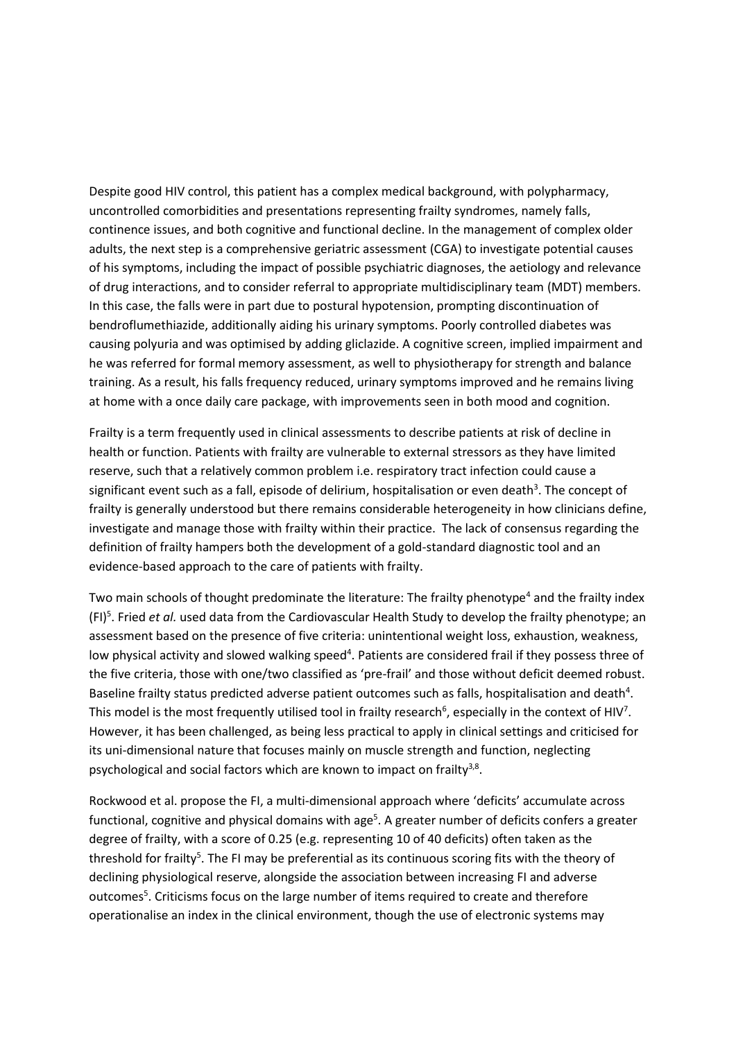Despite good HIV control, this patient has a complex medical background, with polypharmacy, uncontrolled comorbidities and presentations representing frailty syndromes, namely falls, continence issues, and both cognitive and functional decline. In the management of complex older adults, the next step is a comprehensive geriatric assessment (CGA) to investigate potential causes of his symptoms, including the impact of possible psychiatric diagnoses, the aetiology and relevance of drug interactions, and to consider referral to appropriate multidisciplinary team (MDT) members. In this case, the falls were in part due to postural hypotension, prompting discontinuation of bendroflumethiazide, additionally aiding his urinary symptoms. Poorly controlled diabetes was causing polyuria and was optimised by adding gliclazide. A cognitive screen, implied impairment and he was referred for formal memory assessment, as well to physiotherapy for strength and balance training. As a result, his falls frequency reduced, urinary symptoms improved and he remains living at home with a once daily care package, with improvements seen in both mood and cognition.

Frailty is a term frequently used in clinical assessments to describe patients at risk of decline in health or function. Patients with frailty are vulnerable to external stressors as they have limited reserve, such that a relatively common problem i.e. respiratory tract infection could cause a significant event such as a fall, episode of delirium, hospitalisation or even death[3]. The concept of frailty is generally understood but there remains considerable heterogeneity in how clinicians define, investigate and manage those with frailty within their practice. The lack of consensus regarding the definition of frailty hampers both the development of a gold-standard diagnostic tool and an evidence-based approach to the care of patients with frailty.

Two main schools of thought predominate the literature: The frailty phenotype[4] and the frailty index (FI)[5]. Fried *et al.* used data from the Cardiovascular Health Study to develop the frailty phenotype; an assessment based on the presence of five criteria: unintentional weight loss, exhaustion, weakness, low physical activity and slowed walking speed[4]. Patients are considered frail if they possess three of the five criteria, those with one/two classified as 'pre-frail' and those without deficit deemed robust. Baseline frailty status predicted adverse patient outcomes such as falls, hospitalisation and death[4]. This model is the most frequently utilised tool in frailty research[6], especially in the context of HIV[7]. However, it has been challenged, as being less practical to apply in clinical settings and criticised for its uni-dimensional nature that focuses mainly on muscle strength and function, neglecting psychological and social factors which are known to impact on frailty[3,8].

Rockwood et al. propose the FI, a multi-dimensional approach where 'deficits' accumulate across functional, cognitive and physical domains with age[5]. A greater number of deficits confers a greater degree of frailty, with a score of 0.25 (e.g. representing 10 of 40 deficits) often taken as the threshold for frailty[5]. The FI may be preferential as its continuous scoring fits with the theory of declining physiological reserve, alongside the association between increasing FI and adverse outcomes[5]. Criticisms focus on the large number of items required to create and therefore operationalise an index in the clinical environment, though the use of electronic systems may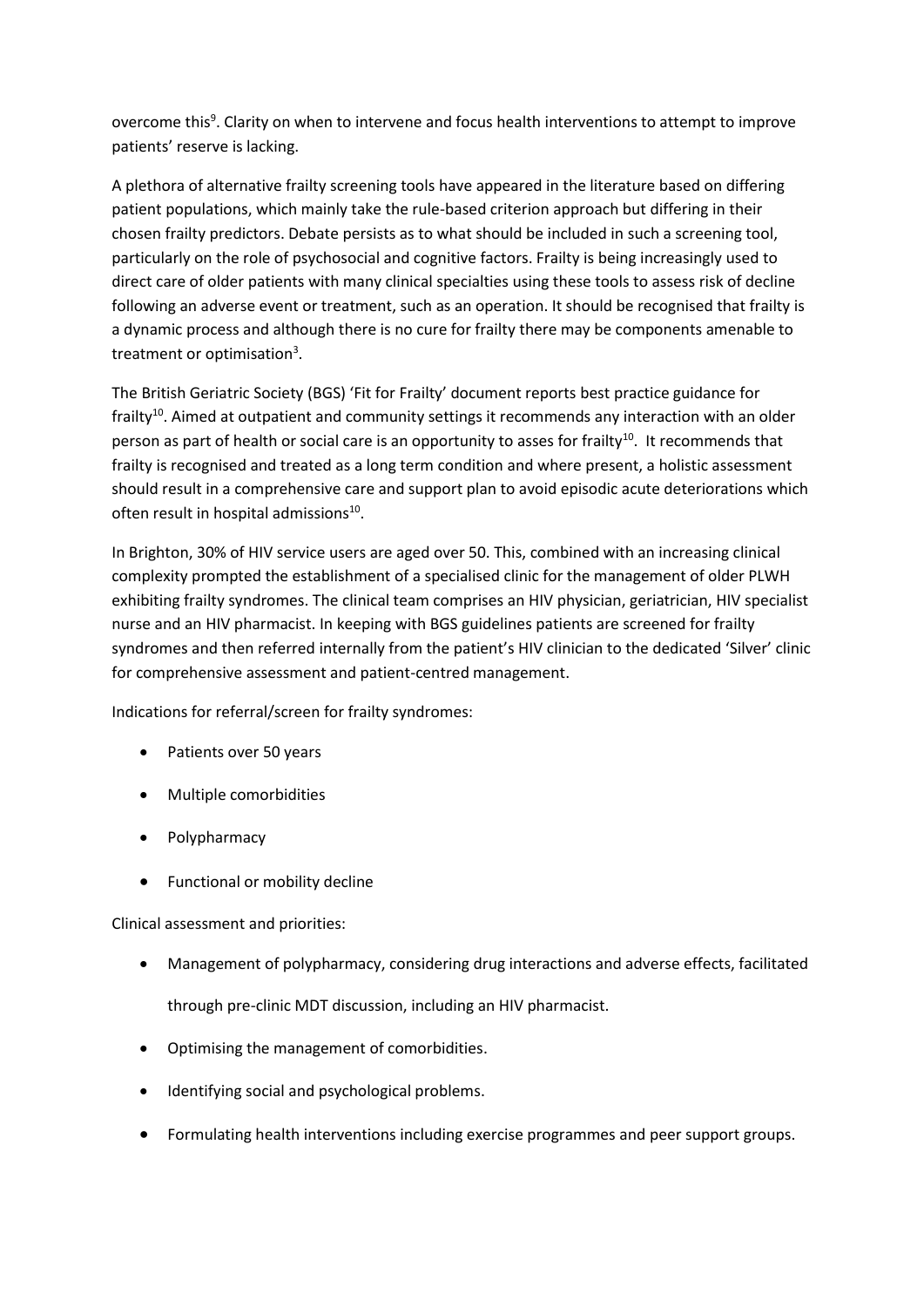overcome this[9]. Clarity on when to intervene and focus health interventions to attempt to improve patients' reserve is lacking.

A plethora of alternative frailty screening tools have appeared in the literature based on differing patient populations, which mainly take the rule-based criterion approach but differing in their chosen frailty predictors. Debate persists as to what should be included in such a screening tool, particularly on the role of psychosocial and cognitive factors. Frailty is being increasingly used to direct care of older patients with many clinical specialties using these tools to assess risk of decline following an adverse event or treatment, such as an operation. It should be recognised that frailty is a dynamic process and although there is no cure for frailty there may be components amenable to treatment or optimisation[3].

The British Geriatric Society (BGS) 'Fit for Frailty' document reports best practice guidance for frailty[10]. Aimed at outpatient and community settings it recommends any interaction with an older person as part of health or social care is an opportunity to asses for frailty[10]. It recommends that frailty is recognised and treated as a long term condition and where present, a holistic assessment should result in a comprehensive care and support plan to avoid episodic acute deteriorations which often result in hospital admissions[10].

In Brighton, 30% of HIV service users are aged over 50. This, combined with an increasing clinical complexity prompted the establishment of a specialised clinic for the management of older PLWH exhibiting frailty syndromes. The clinical team comprises an HIV physician, geriatrician, HIV specialist nurse and an HIV pharmacist. In keeping with BGS guidelines patients are screened for frailty syndromes and then referred internally from the patient's HIV clinician to the dedicated 'Silver' clinic for comprehensive assessment and patient-centred management.

Indications for referral/screen for frailty syndromes:

- Patients over 50 years
- Multiple comorbidities
- Polypharmacy
- Functional or mobility decline

Clinical assessment and priorities:

- Management of polypharmacy, considering drug interactions and adverse effects, facilitated through pre-clinic MDT discussion, including an HIV pharmacist.
- Optimising the management of comorbidities.
- Identifying social and psychological problems.
- Formulating health interventions including exercise programmes and peer support groups.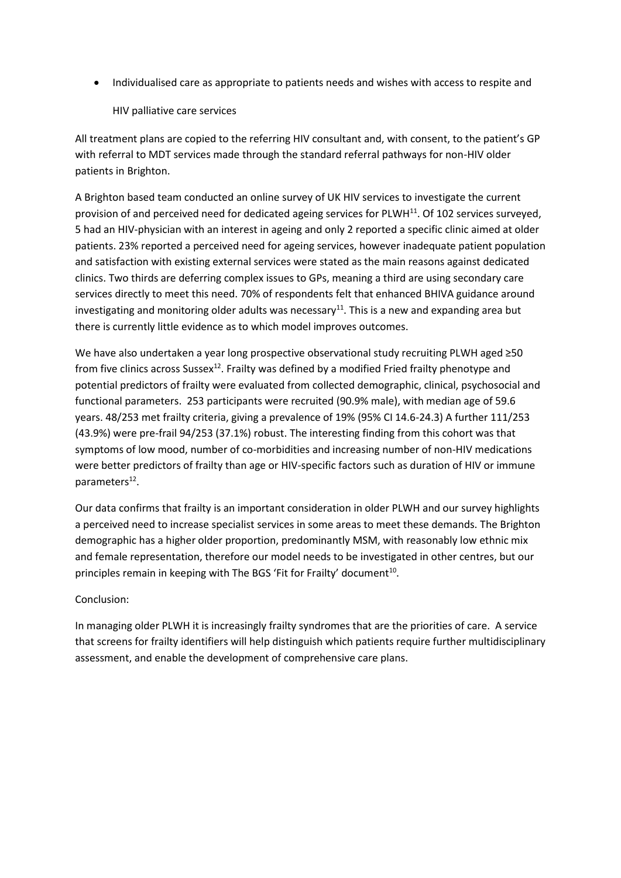- Individualised care as appropriate to patients needs and wishes with access to respite and HIV palliative care services

All treatment plans are copied to the referring HIV consultant and, with consent, to the patient's GP with referral to MDT services made through the standard referral pathways for non-HIV older patients in Brighton.

A Brighton based team conducted an online survey of UK HIV services to investigate the current provision of and perceived need for dedicated ageing services for PLWH[11]. Of 102 services surveyed, 5 had an HIV-physician with an interest in ageing and only 2 reported a specific clinic aimed at older patients. 23% reported a perceived need for ageing services, however inadequate patient population and satisfaction with existing external services were stated as the main reasons against dedicated clinics. Two thirds are deferring complex issues to GPs, meaning a third are using secondary care services directly to meet this need. 70% of respondents felt that enhanced BHIVA guidance around investigating and monitoring older adults was necessary[11]. This is a new and expanding area but there is currently little evidence as to which model improves outcomes.

We have also undertaken a year long prospective observational study recruiting PLWH aged ≥50 from five clinics across Sussex[12]. Frailty was defined by a modified Fried frailty phenotype and potential predictors of frailty were evaluated from collected demographic, clinical, psychosocial and functional parameters. 253 participants were recruited (90.9% male), with median age of 59.6 years. 48/253 met frailty criteria, giving a prevalence of 19% (95% CI 14.6-24.3) A further 111/253 (43.9%) were pre-frail 94/253 (37.1%) robust. The interesting finding from this cohort was that symptoms of low mood, number of co-morbidities and increasing number of non-HIV medications were better predictors of frailty than age or HIV-specific factors such as duration of HIV or immune parameters[12].

Our data confirms that frailty is an important consideration in older PLWH and our survey highlights a perceived need to increase specialist services in some areas to meet these demands. The Brighton demographic has a higher older proportion, predominantly MSM, with reasonably low ethnic mix and female representation, therefore our model needs to be investigated in other centres, but our principles remain in keeping with The BGS 'Fit for Frailty' document[10].

Conclusion:

In managing older PLWH it is increasingly frailty syndromes that are the priorities of care. A service that screens for frailty identifiers will help distinguish which patients require further multidisciplinary assessment, and enable the development of comprehensive care plans.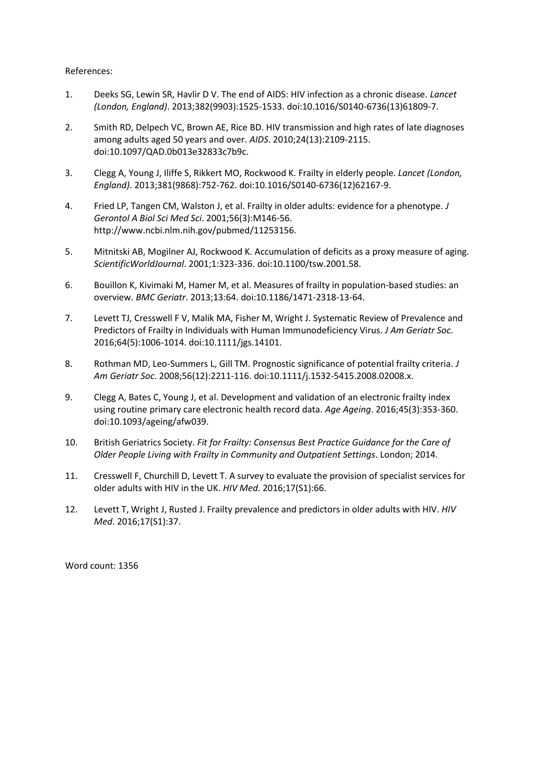References:

1. Deeks SG, Lewin SR, Havlir D V. The end of AIDS: HIV infection as a chronic disease. *Lancet (London, England)*. 2013;382(9903):1525-1533. doi:10.1016/S0140-6736(13)61809-7.

2. Smith RD, Delpech VC, Brown AE, Rice BD. HIV transmission and high rates of late diagnoses among adults aged 50 years and over. *AIDS*. 2010;24(13):2109-2115. doi:10.1097/QAD.0b013e32833c7b9c.

3. Clegg A, Young J, Iliffe S, Rikkert MO, Rockwood K. Frailty in elderly people. *Lancet (London, England)*. 2013;381(9868):752-762. doi:10.1016/S0140-6736(12)62167-9.

4. Fried LP, Tangen CM, Walston J, et al. Frailty in older adults: evidence for a phenotype. *J Gerontol A Biol Sci Med Sci*. 2001;56(3):M146-56. http://www.ncbi.nlm.nih.gov/pubmed/11253156.

5. Mitnitski AB, Mogilner AJ, Rockwood K. Accumulation of deficits as a proxy measure of aging. *ScientificWorldJournal*. 2001;1:323-336. doi:10.1100/tsw.2001.58.

6. Bouillon K, Kivimaki M, Hamer M, et al. Measures of frailty in population-based studies: an overview. *BMC Geriatr*. 2013;13:64. doi:10.1186/1471-2318-13-64.

7. Levett TJ, Cresswell F V, Malik MA, Fisher M, Wright J. Systematic Review of Prevalence and Predictors of Frailty in Individuals with Human Immunodeficiency Virus. *J Am Geriatr Soc*. 2016;64(5):1006-1014. doi:10.1111/jgs.14101.

8. Rothman MD, Leo-Summers L, Gill TM. Prognostic significance of potential frailty criteria. *J Am Geriatr Soc*. 2008;56(12):2211-116. doi:10.1111/j.1532-5415.2008.02008.x.

9. Clegg A, Bates C, Young J, et al. Development and validation of an electronic frailty index using routine primary care electronic health record data. *Age Ageing*. 2016;45(3):353-360. doi:10.1093/ageing/afw039.

10. British Geriatrics Society. *Fit for Frailty: Consensus Best Practice Guidance for the Care of Older People Living with Frailty in Community and Outpatient Settings*. London; 2014.

11. Cresswell F, Churchill D, Levett T. A survey to evaluate the provision of specialist services for older adults with HIV in the UK. *HIV Med*. 2016;17(S1):66.

12. Levett T, Wright J, Rusted J. Frailty prevalence and predictors in older adults with HIV. *HIV Med*. 2016;17(S1):37.

Word count: 1356